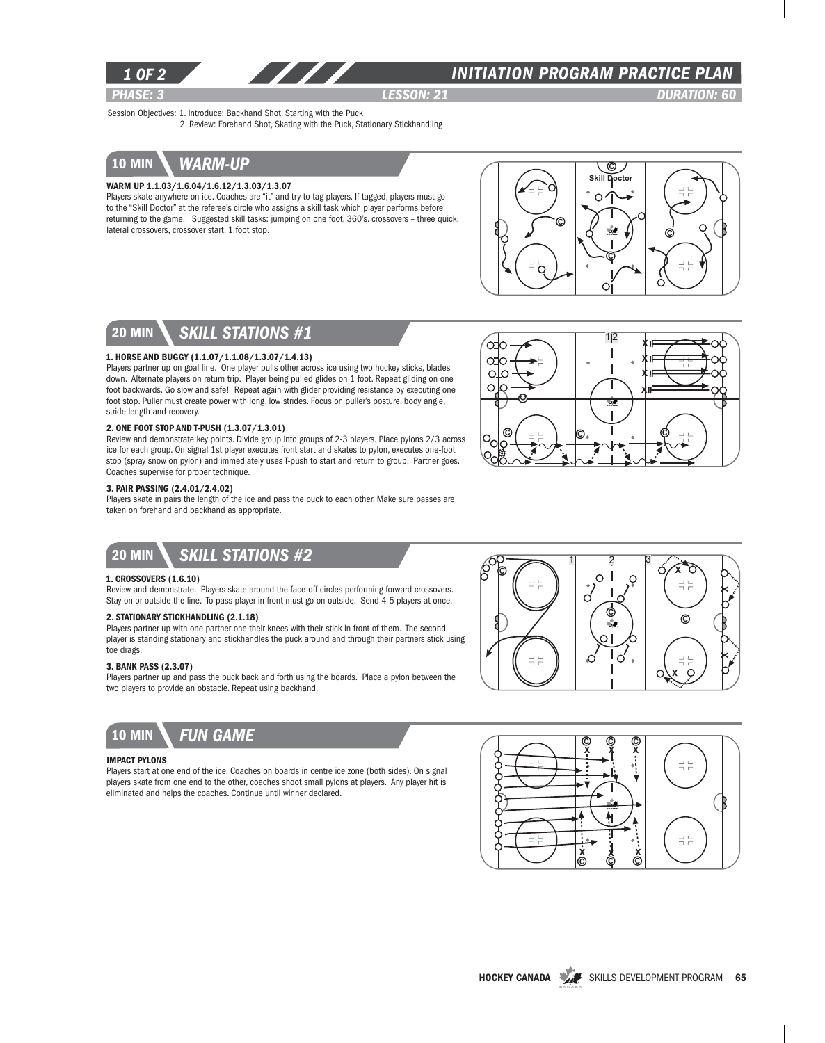# INITIATION PROGRAM PRACTICE PLAN

**PHASE: 3** **LESSON: 21** **DURATION: 60**

Session Objectives: 1. Introduce: Backhand Shot, Starting with the Puck
2. Review: Forehand Shot, Skating with the Puck, Stationary Stickhandling

## 10 MIN WARM-UP

**WARM UP 1.1.03/1.6.04/1.6.12/1.3.03/1.3.07**

Players skate anywhere on ice. Coaches are "it" and try to tag players. If tagged, players must go to the "Skill Doctor" at the referee's circle who assigns a skill task which player performs before returning to the game. Suggested skill tasks: jumping on one foot, 360's. crossovers – three quick, lateral crossovers, crossover start, 1 foot stop.

## 20 MIN SKILL STATIONS #1

**1. HORSE AND BUGGY (1.1.07/1.1.08/1.3.07/1.4.13)**

Players partner up on goal line. One player pulls other across ice using two hockey sticks, blades down. Alternate players on return trip. Player being pulled glides on 1 foot. Repeat gliding on one foot backwards. Go slow and safe! Repeat again with glider providing resistance by executing one foot stop. Puller must create power with long, low strides. Focus on puller's posture, body angle, stride length and recovery.

**2. ONE FOOT STOP AND T-PUSH (1.3.07/1.3.01)**

Review and demonstrate key points. Divide group into groups of 2-3 players. Place pylons 2/3 across ice for each group. On signal 1st player executes front start and skates to pylon, executes one-foot stop (spray snow on pylon) and immediately uses T-push to start and return to group. Partner goes. Coaches supervise for proper technique.

**3. PAIR PASSING (2.4.01/2.4.02)**

Players skate in pairs the length of the ice and pass the puck to each other. Make sure passes are taken on forehand and backhand as appropriate.

## 20 MIN SKILL STATIONS #2

**1. CROSSOVERS (1.6.10)**

Review and demonstrate. Players skate around the face-off circles performing forward crossovers. Stay on or outside the line. To pass player in front must go on outside. Send 4-5 players at once.

**2. STATIONARY STICKHANDLING (2.1.18)**

Players partner up with one partner one their knees with their stick in front of them. The second player is standing stationary and stickhandles the puck around and through their partners stick using toe drags.

**3. BANK PASS (2.3.07)**

Players partner up and pass the puck back and forth using the boards. Place a pylon between the two players to provide an obstacle. Repeat using backhand.

## 10 MIN FUN GAME

**IMPACT PYLONS**

Players start at one end of the ice. Coaches on boards in centre ice zone (both sides). On signal players skate from one end to the other, coaches shoot small pylons at players. Any player hit is eliminated and helps the coaches. Continue until winner declared.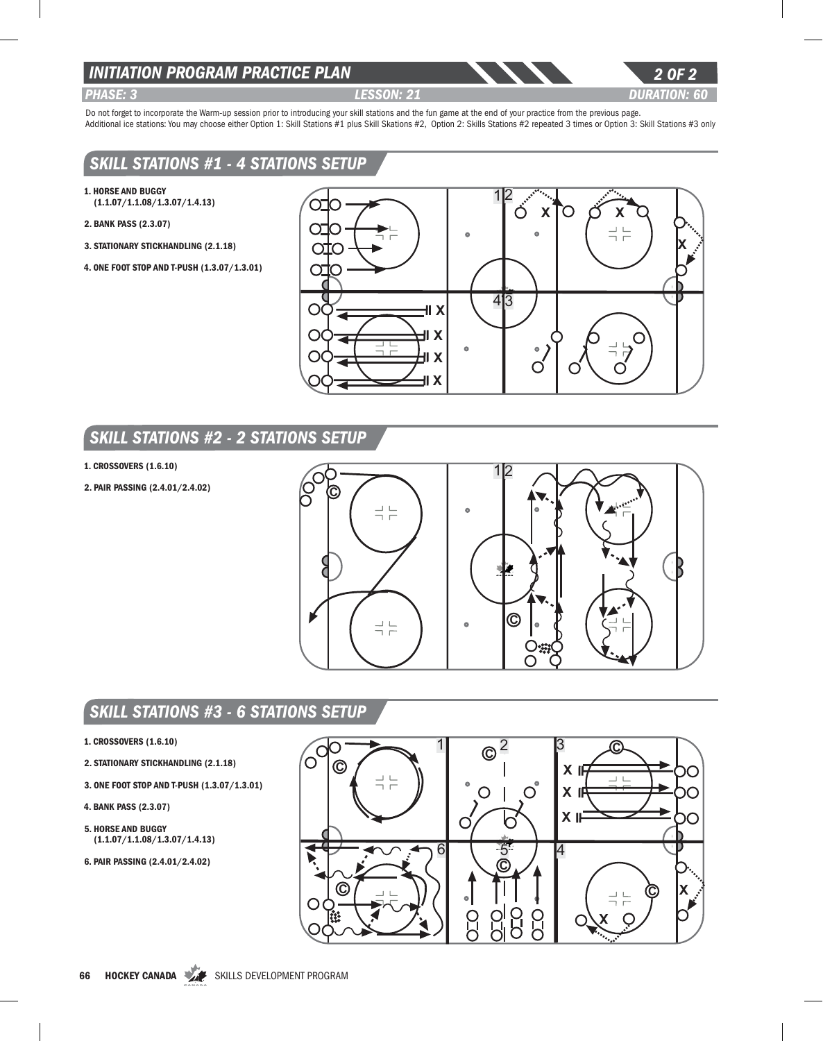# INITIATION PROGRAM PRACTICE PLAN

*PHASE: 3* | *LESSON: 21* | *DURATION: 60*

Do not forget to incorporate the Warm-up session prior to introducing your skill stations and the fun game at the end of your practice from the previous page.
Additional ice stations: You may choose either Option 1: Skill Stations #1 plus Skill Skations #2, Option 2: Skills Stations #2 repeated 3 times or Option 3: Skill Stations #3 only

## SKILL STATIONS #1 - 4 STATIONS SETUP

1. **HORSE AND BUGGY (1.1.07/1.1.08/1.3.07/1.4.13)**
2. **BANK PASS (2.3.07)**
3. **STATIONARY STICKHANDLING (2.1.18)**
4. **ONE FOOT STOP AND T-PUSH (1.3.07/1.3.01)**

## SKILL STATIONS #2 - 2 STATIONS SETUP

1. **CROSSOVERS (1.6.10)**
2. **PAIR PASSING (2.4.01/2.4.02)**

## SKILL STATIONS #3 - 6 STATIONS SETUP

1. **CROSSOVERS (1.6.10)**
2. **STATIONARY STICKHANDLING (2.1.18)**
3. **ONE FOOT STOP AND T-PUSH (1.3.07/1.3.01)**
4. **BANK PASS (2.3.07)**
5. **HORSE AND BUGGY (1.1.07/1.1.08/1.3.07/1.4.13)**
6. **PAIR PASSING (2.4.01/2.4.02)**